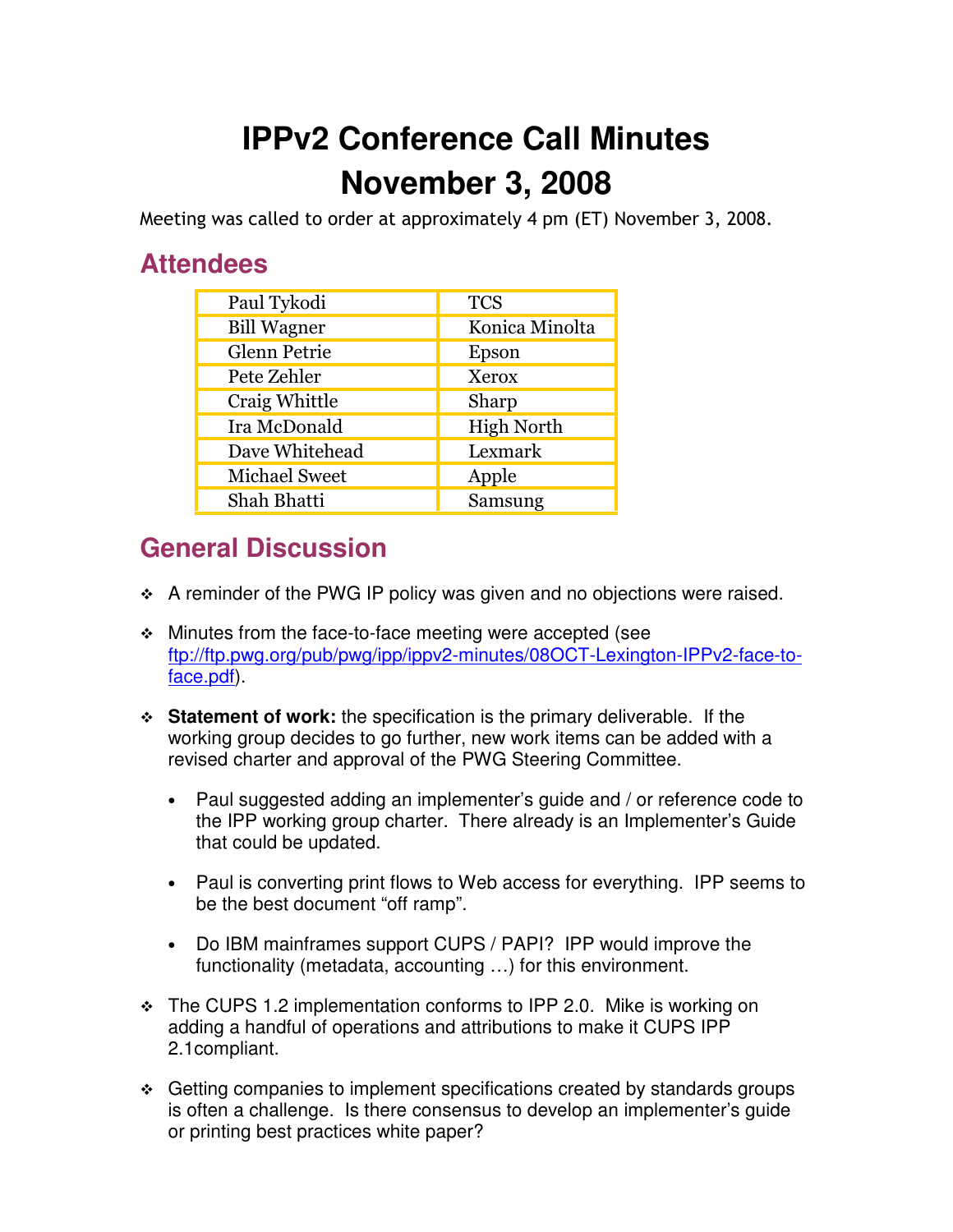# IPPv2 Conference Call Minutes
# November 3, 2008

Meeting was called to order at approximately 4 pm (ET) November 3, 2008.

## Attendees

| | |
|---|---|
| Paul Tykodi | TCS |
| Bill Wagner | Konica Minolta |
| Glenn Petrie | Epson |
| Pete Zehler | Xerox |
| Craig Whittle | Sharp |
| Ira McDonald | High North |
| Dave Whitehead | Lexmark |
| Michael Sweet | Apple |
| Shah Bhatti | Samsung |

## General Discussion

- A reminder of the PWG IP policy was given and no objections were raised.
- Minutes from the face-to-face meeting were accepted (see ftp://ftp.pwg.org/pub/pwg/ipp/ippv2-minutes/08OCT-Lexington-IPPv2-face-to-face.pdf).
- **Statement of work:** the specification is the primary deliverable. If the working group decides to go further, new work items can be added with a revised charter and approval of the PWG Steering Committee.
  - Paul suggested adding an implementer's guide and / or reference code to the IPP working group charter. There already is an Implementer's Guide that could be updated.
  - Paul is converting print flows to Web access for everything. IPP seems to be the best document "off ramp".
  - Do IBM mainframes support CUPS / PAPI? IPP would improve the functionality (metadata, accounting …) for this environment.
- The CUPS 1.2 implementation conforms to IPP 2.0. Mike is working on adding a handful of operations and attributions to make it CUPS IPP 2.1compliant.
- Getting companies to implement specifications created by standards groups is often a challenge. Is there consensus to develop an implementer's guide or printing best practices white paper?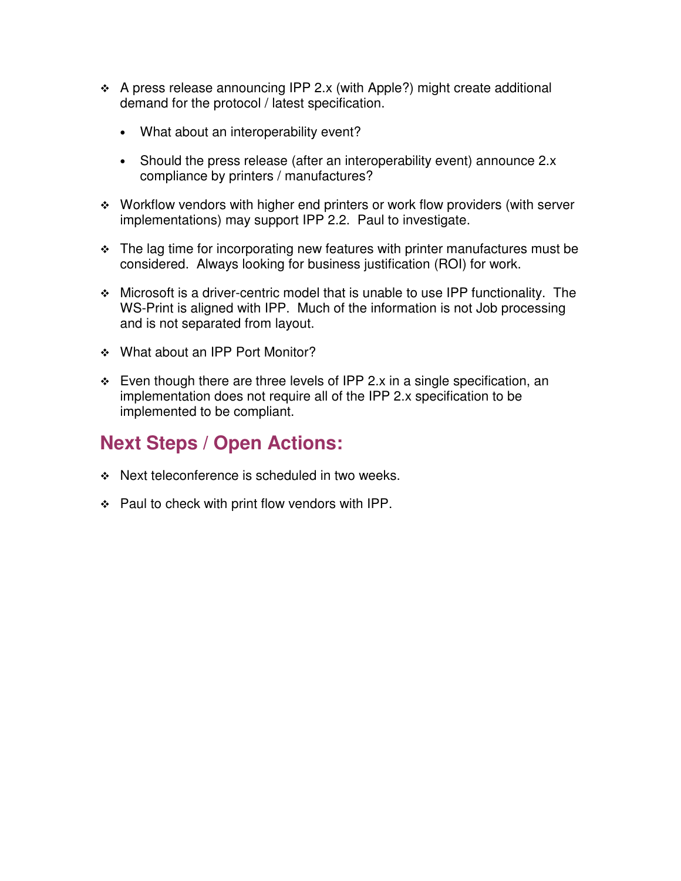- A press release announcing IPP 2.x (with Apple?) might create additional demand for the protocol / latest specification.
    - What about an interoperability event?
    - Should the press release (after an interoperability event) announce 2.x compliance by printers / manufactures?
- Workflow vendors with higher end printers or work flow providers (with server implementations) may support IPP 2.2. Paul to investigate.
- The lag time for incorporating new features with printer manufactures must be considered. Always looking for business justification (ROI) for work.
- Microsoft is a driver-centric model that is unable to use IPP functionality. The WS-Print is aligned with IPP. Much of the information is not Job processing and is not separated from layout.
- What about an IPP Port Monitor?
- Even though there are three levels of IPP 2.x in a single specification, an implementation does not require all of the IPP 2.x specification to be implemented to be compliant.

## Next Steps / Open Actions:

- Next teleconference is scheduled in two weeks.
- Paul to check with print flow vendors with IPP.